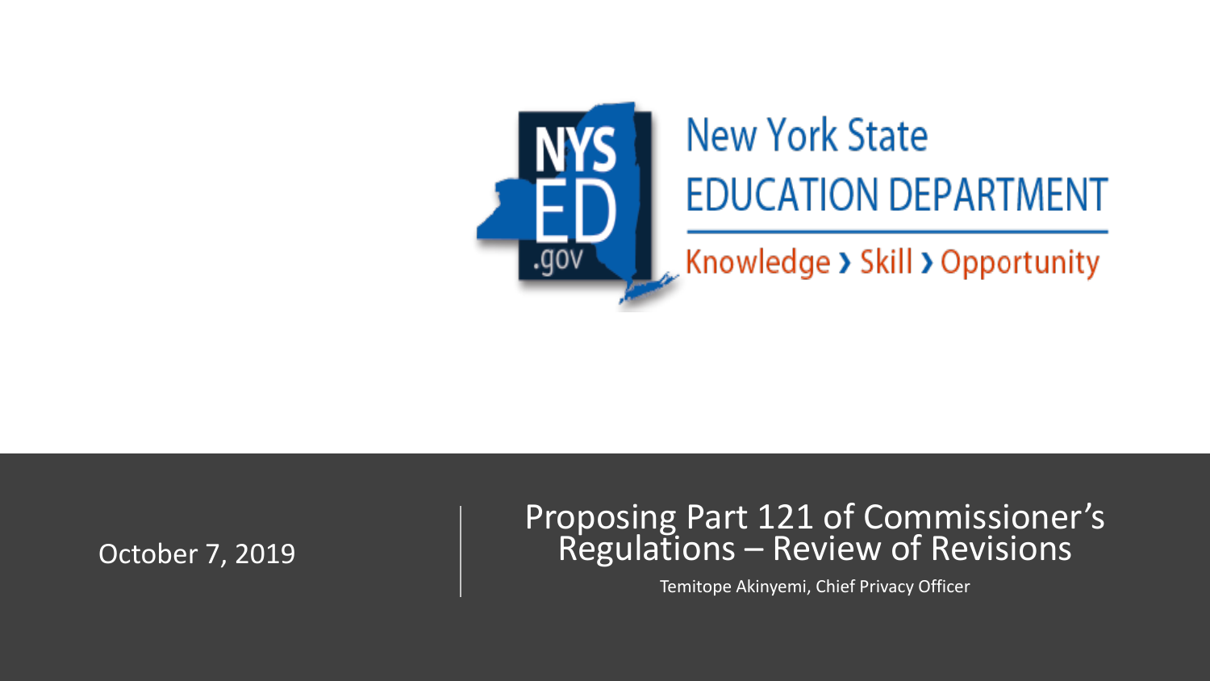New York State
EDUCATION DEPARTMENT
Knowledge › Skill › Opportunity

October 7, 2019

# Proposing Part 121 of Commissioner's Regulations – Review of Revisions

Temitope Akinyemi, Chief Privacy Officer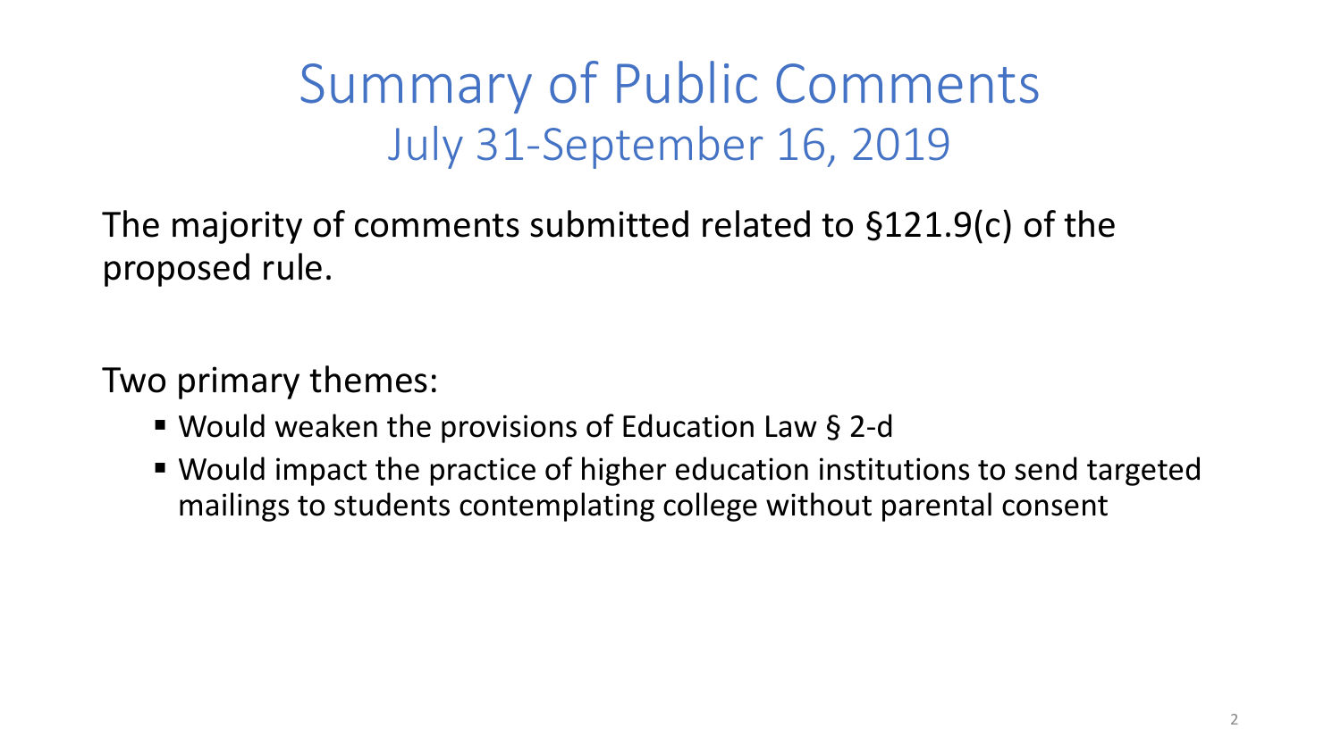# Summary of Public Comments

## July 31-September 16, 2019

The majority of comments submitted related to §121.9(c) of the proposed rule.

Two primary themes:

- Would weaken the provisions of Education Law § 2-d
- Would impact the practice of higher education institutions to send targeted mailings to students contemplating college without parental consent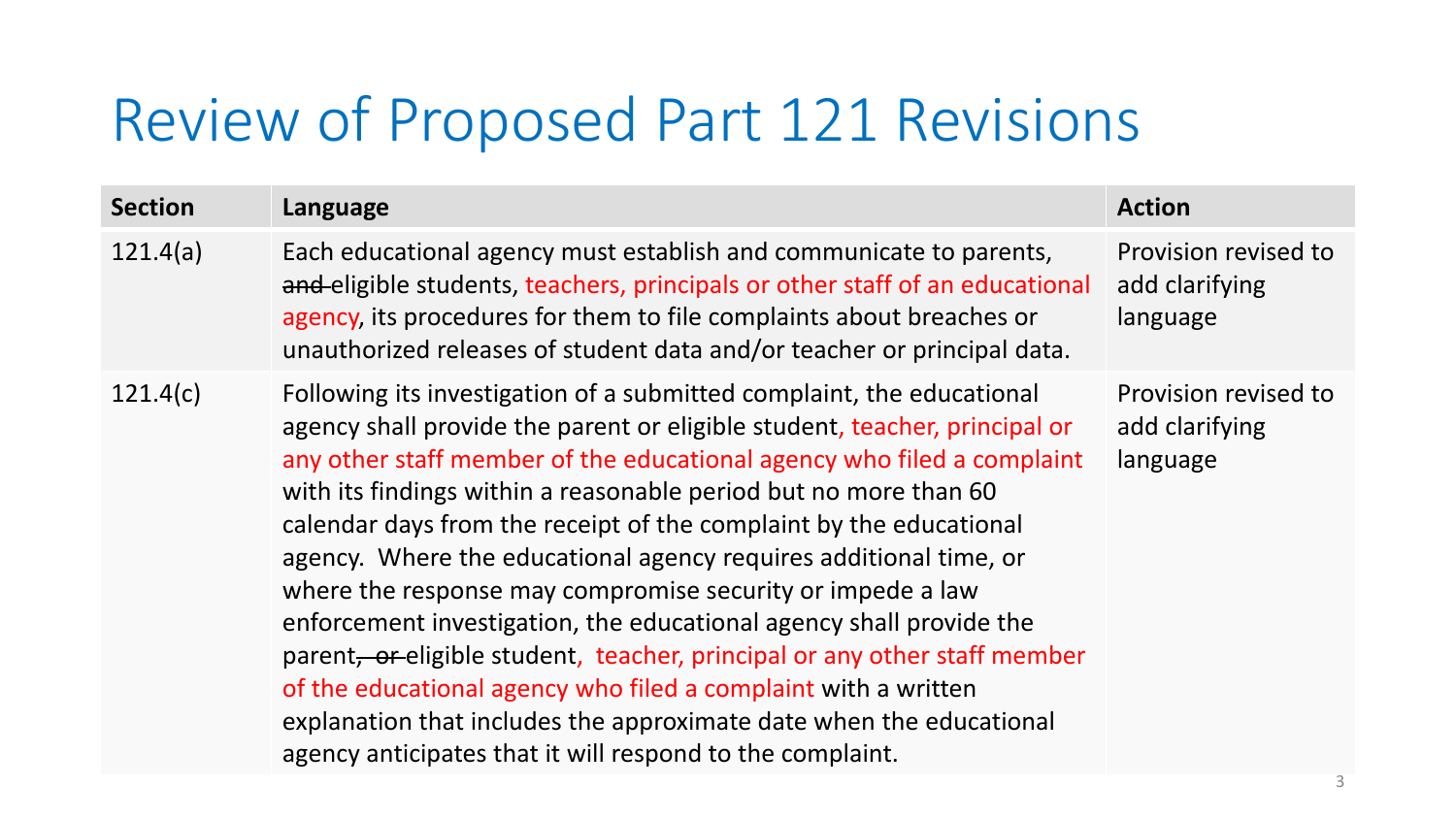# Review of Proposed Part 121 Revisions

| Section | Language | Action |
|---|---|---|
| 121.4(a) | Each educational agency must establish and communicate to parents, ~~and~~ eligible students, teachers, principals or other staff of an educational agency, its procedures for them to file complaints about breaches or unauthorized releases of student data and/or teacher or principal data. | Provision revised to add clarifying language |
| 121.4(c) | Following its investigation of a submitted complaint, the educational agency shall provide the parent or eligible student, teacher, principal or any other staff member of the educational agency who filed a complaint with its findings within a reasonable period but no more than 60 calendar days from the receipt of the complaint by the educational agency. Where the educational agency requires additional time, or where the response may compromise security or impede a law enforcement investigation, the educational agency shall provide the parent~~, or~~ eligible student, teacher, principal or any other staff member of the educational agency who filed a complaint with a written explanation that includes the approximate date when the educational agency anticipates that it will respond to the complaint. | Provision revised to add clarifying language |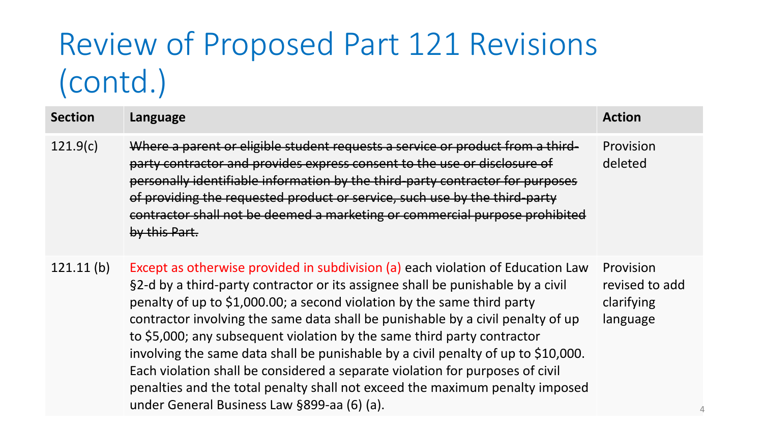# Review of Proposed Part 121 Revisions (contd.)

| Section | Language | Action |
|---|---|---|
| 121.9(c) | ~~Where a parent or eligible student requests a service or product from a third-party contractor and provides express consent to the use or disclosure of personally identifiable information by the third-party contractor for purposes of providing the requested product or service, such use by the third-party contractor shall not be deemed a marketing or commercial purpose prohibited by this Part.~~ | Provision deleted |
| 121.11 (b) | Except as otherwise provided in subdivision (a) each violation of Education Law §2-d by a third-party contractor or its assignee shall be punishable by a civil penalty of up to $1,000.00; a second violation by the same third party contractor involving the same data shall be punishable by a civil penalty of up to $5,000; any subsequent violation by the same third party contractor involving the same data shall be punishable by a civil penalty of up to $10,000. Each violation shall be considered a separate violation for purposes of civil penalties and the total penalty shall not exceed the maximum penalty imposed under General Business Law §899-aa (6) (a). | Provision revised to add clarifying language |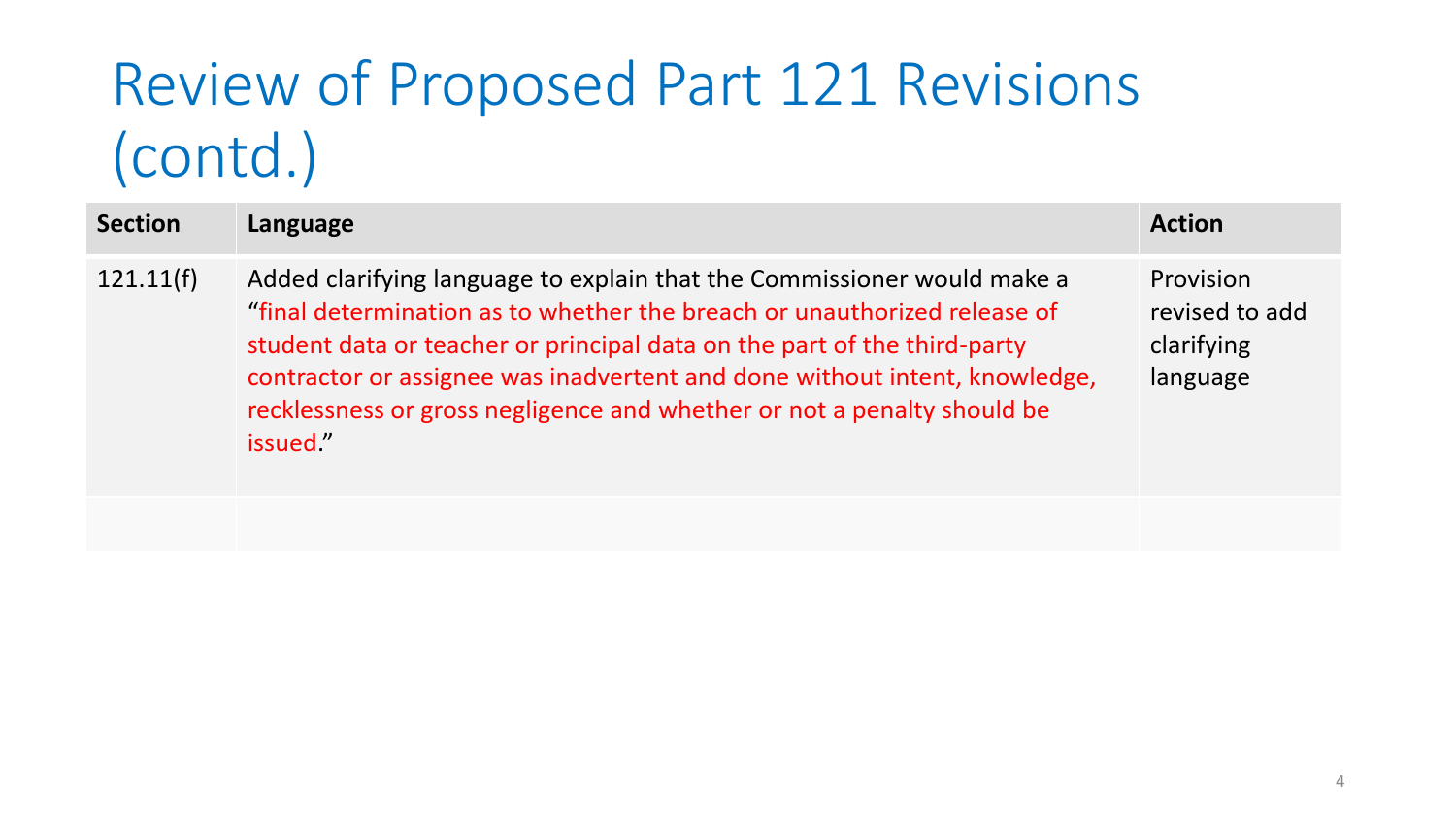# Review of Proposed Part 121 Revisions (contd.)

| Section | Language | Action |
|---|---|---|
| 121.11(f) | Added clarifying language to explain that the Commissioner would make a "final determination as to whether the breach or unauthorized release of student data or teacher or principal data on the part of the third-party contractor or assignee was inadvertent and done without intent, knowledge, recklessness or gross negligence and whether or not a penalty should be issued." | Provision revised to add clarifying language |
| | | |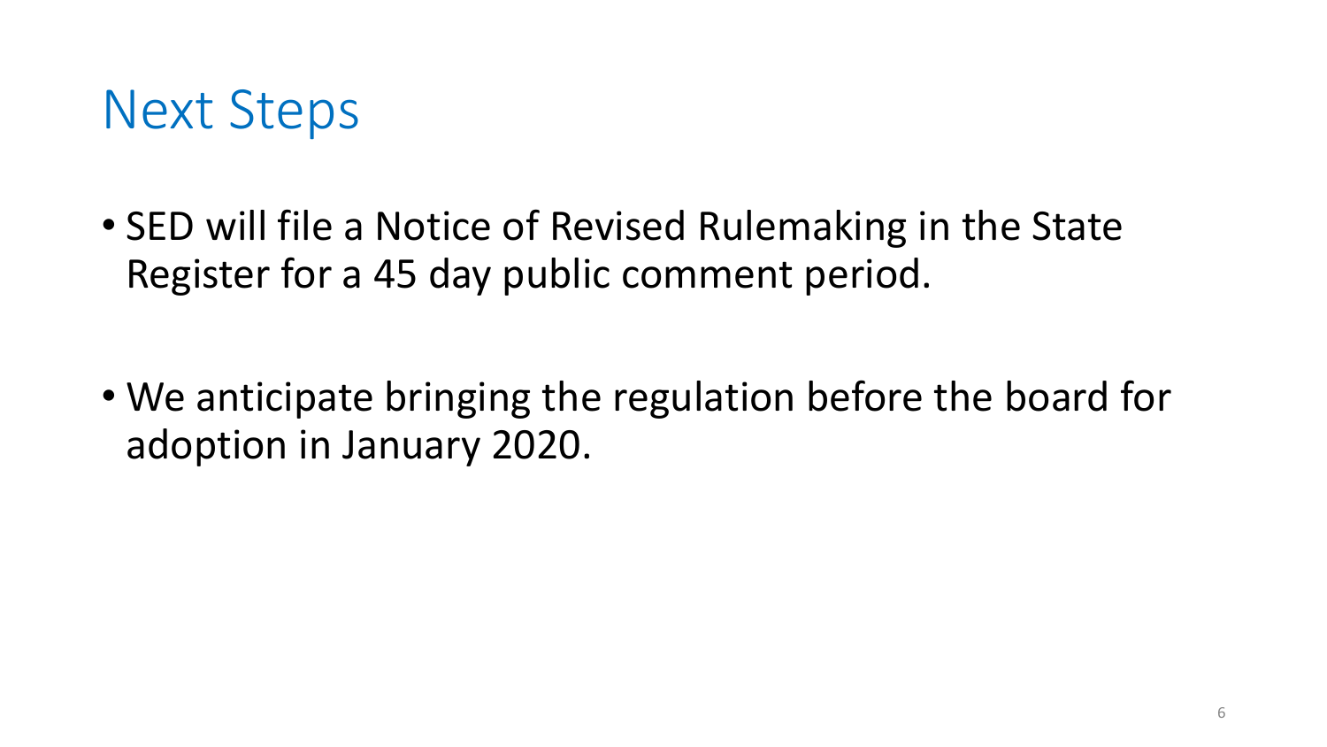# Next Steps

- SED will file a Notice of Revised Rulemaking in the State Register for a 45 day public comment period.

- We anticipate bringing the regulation before the board for adoption in January 2020.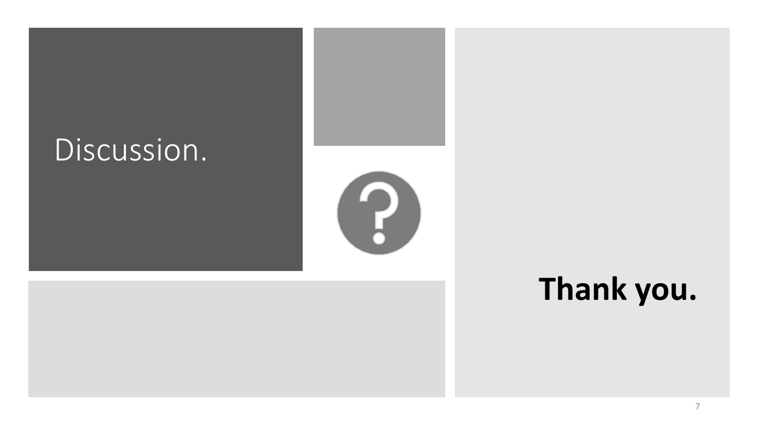# Discussion.

**Thank you.**